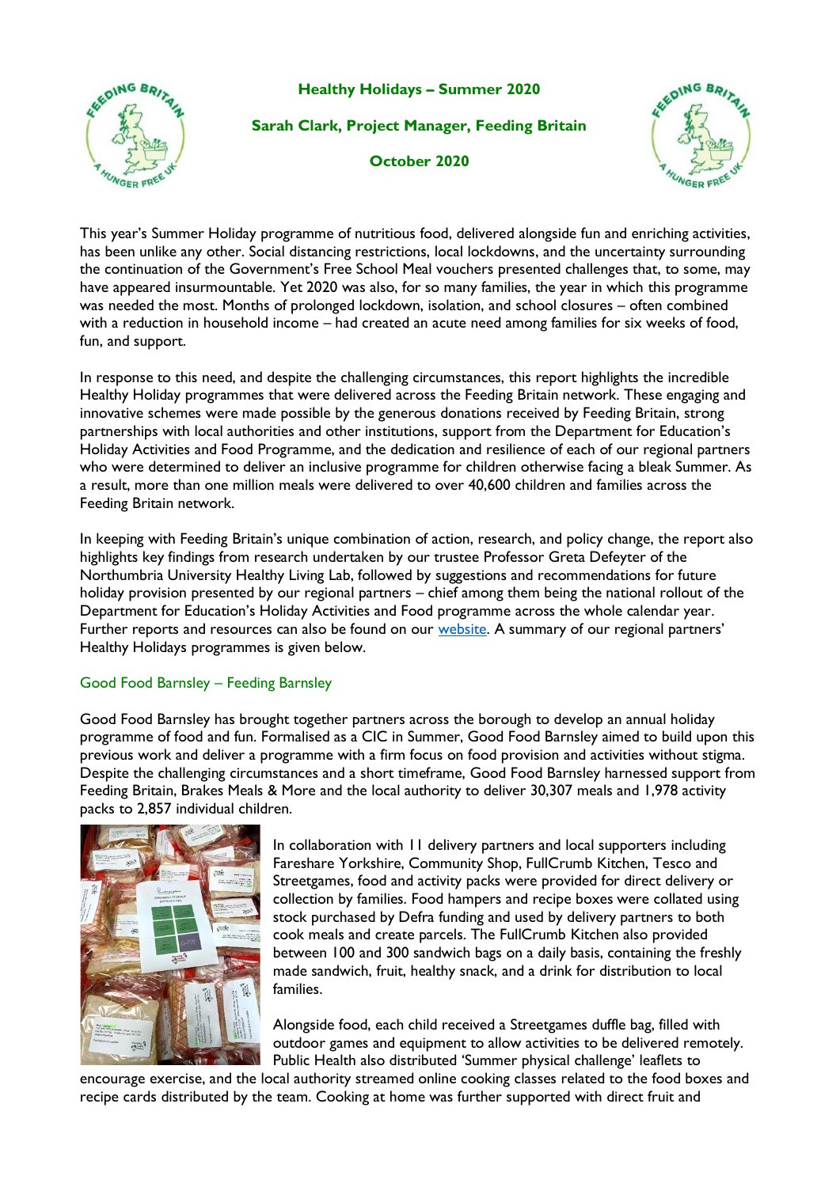# Healthy Holidays – Summer 2020

**Sarah Clark, Project Manager, Feeding Britain**

**October 2020**

This year's Summer Holiday programme of nutritious food, delivered alongside fun and enriching activities, has been unlike any other. Social distancing restrictions, local lockdowns, and the uncertainty surrounding the continuation of the Government's Free School Meal vouchers presented challenges that, to some, may have appeared insurmountable. Yet 2020 was also, for so many families, the year in which this programme was needed the most. Months of prolonged lockdown, isolation, and school closures – often combined with a reduction in household income – had created an acute need among families for six weeks of food, fun, and support.

In response to this need, and despite the challenging circumstances, this report highlights the incredible Healthy Holiday programmes that were delivered across the Feeding Britain network. These engaging and innovative schemes were made possible by the generous donations received by Feeding Britain, strong partnerships with local authorities and other institutions, support from the Department for Education's Holiday Activities and Food Programme, and the dedication and resilience of each of our regional partners who were determined to deliver an inclusive programme for children otherwise facing a bleak Summer. As a result, more than one million meals were delivered to over 40,600 children and families across the Feeding Britain network.

In keeping with Feeding Britain's unique combination of action, research, and policy change, the report also highlights key findings from research undertaken by our trustee Professor Greta Defeyter of the Northumbria University Healthy Living Lab, followed by suggestions and recommendations for future holiday provision presented by our regional partners – chief among them being the national rollout of the Department for Education's Holiday Activities and Food programme across the whole calendar year. Further reports and resources can also be found on our website. A summary of our regional partners' Healthy Holidays programmes is given below.

## Good Food Barnsley – Feeding Barnsley

Good Food Barnsley has brought together partners across the borough to develop an annual holiday programme of food and fun. Formalised as a CIC in Summer, Good Food Barnsley aimed to build upon this previous work and deliver a programme with a firm focus on food provision and activities without stigma. Despite the challenging circumstances and a short timeframe, Good Food Barnsley harnessed support from Feeding Britain, Brakes Meals & More and the local authority to deliver 30,307 meals and 1,978 activity packs to 2,857 individual children.

In collaboration with 11 delivery partners and local supporters including Fareshare Yorkshire, Community Shop, FullCrumb Kitchen, Tesco and Streetgames, food and activity packs were provided for direct delivery or collection by families. Food hampers and recipe boxes were collated using stock purchased by Defra funding and used by delivery partners to both cook meals and create parcels. The FullCrumb Kitchen also provided between 100 and 300 sandwich bags on a daily basis, containing the freshly made sandwich, fruit, healthy snack, and a drink for distribution to local families.

Alongside food, each child received a Streetgames duffle bag, filled with outdoor games and equipment to allow activities to be delivered remotely. Public Health also distributed 'Summer physical challenge' leaflets to encourage exercise, and the local authority streamed online cooking classes related to the food boxes and recipe cards distributed by the team. Cooking at home was further supported with direct fruit and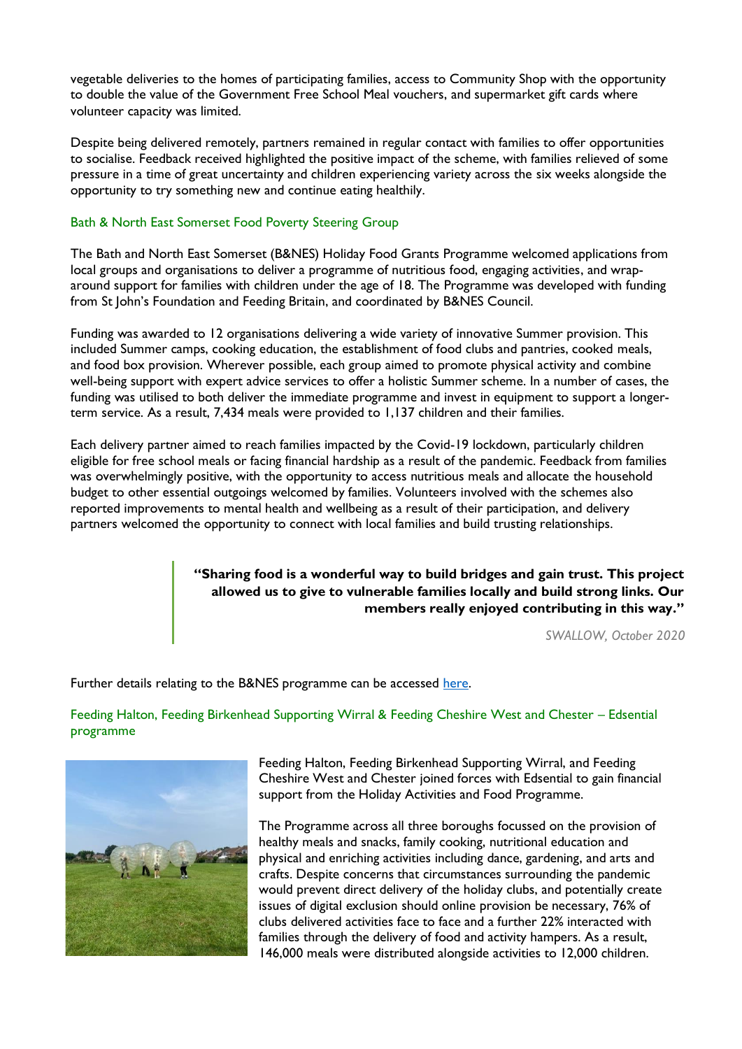vegetable deliveries to the homes of participating families, access to Community Shop with the opportunity to double the value of the Government Free School Meal vouchers, and supermarket gift cards where volunteer capacity was limited.

Despite being delivered remotely, partners remained in regular contact with families to offer opportunities to socialise. Feedback received highlighted the positive impact of the scheme, with families relieved of some pressure in a time of great uncertainty and children experiencing variety across the six weeks alongside the opportunity to try something new and continue eating healthily.

### Bath & North East Somerset Food Poverty Steering Group

The Bath and North East Somerset (B&NES) Holiday Food Grants Programme welcomed applications from local groups and organisations to deliver a programme of nutritious food, engaging activities, and wrap-around support for families with children under the age of 18. The Programme was developed with funding from St John's Foundation and Feeding Britain, and coordinated by B&NES Council.

Funding was awarded to 12 organisations delivering a wide variety of innovative Summer provision. This included Summer camps, cooking education, the establishment of food clubs and pantries, cooked meals, and food box provision. Wherever possible, each group aimed to promote physical activity and combine well-being support with expert advice services to offer a holistic Summer scheme. In a number of cases, the funding was utilised to both deliver the immediate programme and invest in equipment to support a longer-term service. As a result, 7,434 meals were provided to 1,137 children and their families.

Each delivery partner aimed to reach families impacted by the Covid-19 lockdown, particularly children eligible for free school meals or facing financial hardship as a result of the pandemic. Feedback from families was overwhelmingly positive, with the opportunity to access nutritious meals and allocate the household budget to other essential outgoings welcomed by families. Volunteers involved with the schemes also reported improvements to mental health and wellbeing as a result of their participation, and delivery partners welcomed the opportunity to connect with local families and build trusting relationships.

> **"Sharing food is a wonderful way to build bridges and gain trust. This project allowed us to give to vulnerable families locally and build strong links. Our members really enjoyed contributing in this way."**
>
> *SWALLOW, October 2020*

Further details relating to the B&NES programme can be accessed here.

### Feeding Halton, Feeding Birkenhead Supporting Wirral & Feeding Cheshire West and Chester – Edsential programme

Feeding Halton, Feeding Birkenhead Supporting Wirral, and Feeding Cheshire West and Chester joined forces with Edsential to gain financial support from the Holiday Activities and Food Programme.

The Programme across all three boroughs focussed on the provision of healthy meals and snacks, family cooking, nutritional education and physical and enriching activities including dance, gardening, and arts and crafts. Despite concerns that circumstances surrounding the pandemic would prevent direct delivery of the holiday clubs, and potentially create issues of digital exclusion should online provision be necessary, 76% of clubs delivered activities face to face and a further 22% interacted with families through the delivery of food and activity hampers. As a result, 146,000 meals were distributed alongside activities to 12,000 children.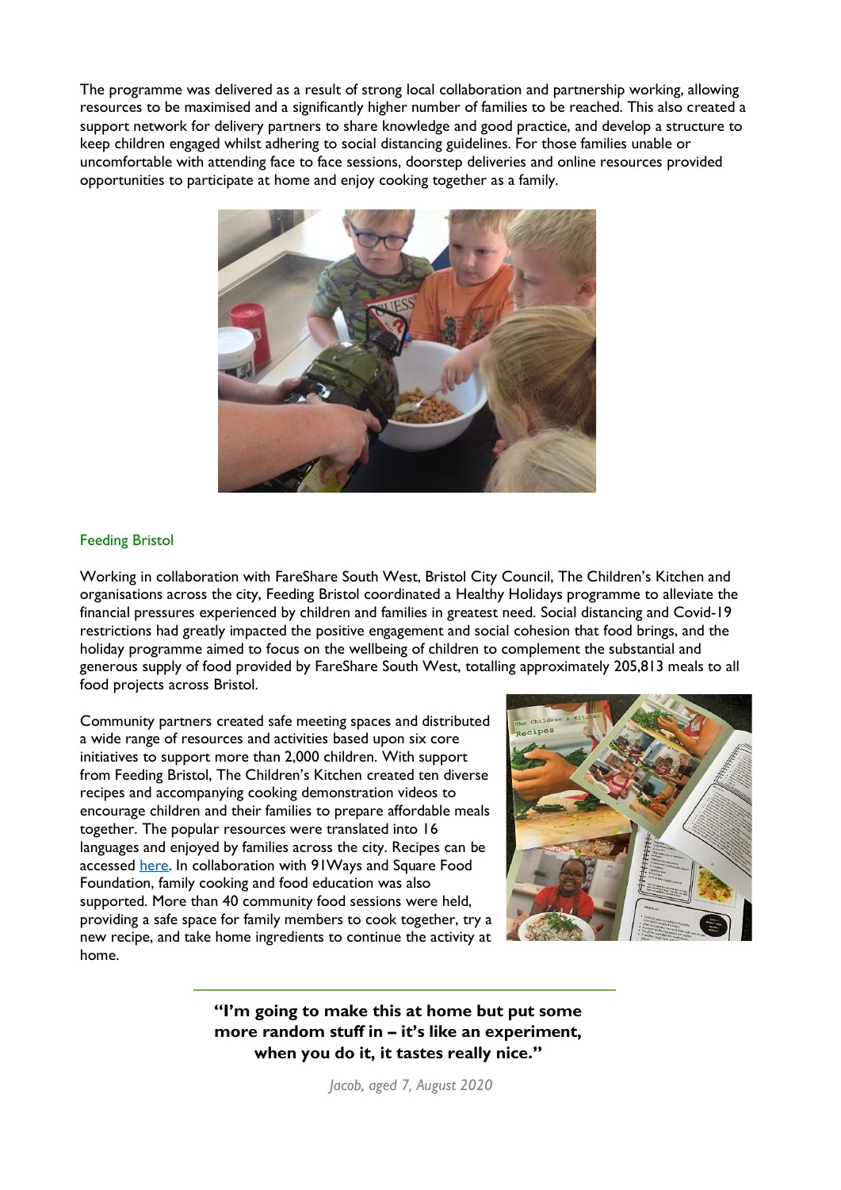The programme was delivered as a result of strong local collaboration and partnership working, allowing resources to be maximised and a significantly higher number of families to be reached. This also created a support network for delivery partners to share knowledge and good practice, and develop a structure to keep children engaged whilst adhering to social distancing guidelines. For those families unable or uncomfortable with attending face to face sessions, doorstep deliveries and online resources provided opportunities to participate at home and enjoy cooking together as a family.

### Feeding Bristol

Working in collaboration with FareShare South West, Bristol City Council, The Children's Kitchen and organisations across the city, Feeding Bristol coordinated a Healthy Holidays programme to alleviate the financial pressures experienced by children and families in greatest need. Social distancing and Covid-19 restrictions had greatly impacted the positive engagement and social cohesion that food brings, and the holiday programme aimed to focus on the wellbeing of children to complement the substantial and generous supply of food provided by FareShare South West, totalling approximately 205,813 meals to all food projects across Bristol.

Community partners created safe meeting spaces and distributed a wide range of resources and activities based upon six core initiatives to support more than 2,000 children. With support from Feeding Bristol, The Children's Kitchen created ten diverse recipes and accompanying cooking demonstration videos to encourage children and their families to prepare affordable meals together. The popular resources were translated into 16 languages and enjoyed by families across the city. Recipes can be accessed [here](). In collaboration with 91Ways and Square Food Foundation, family cooking and food education was also supported. More than 40 community food sessions were held, providing a safe space for family members to cook together, try a new recipe, and take home ingredients to continue the activity at home.

> **"I'm going to make this at home but put some more random stuff in – it's like an experiment, when you do it, it tastes really nice."**
>
> *Jacob, aged 7, August 2020*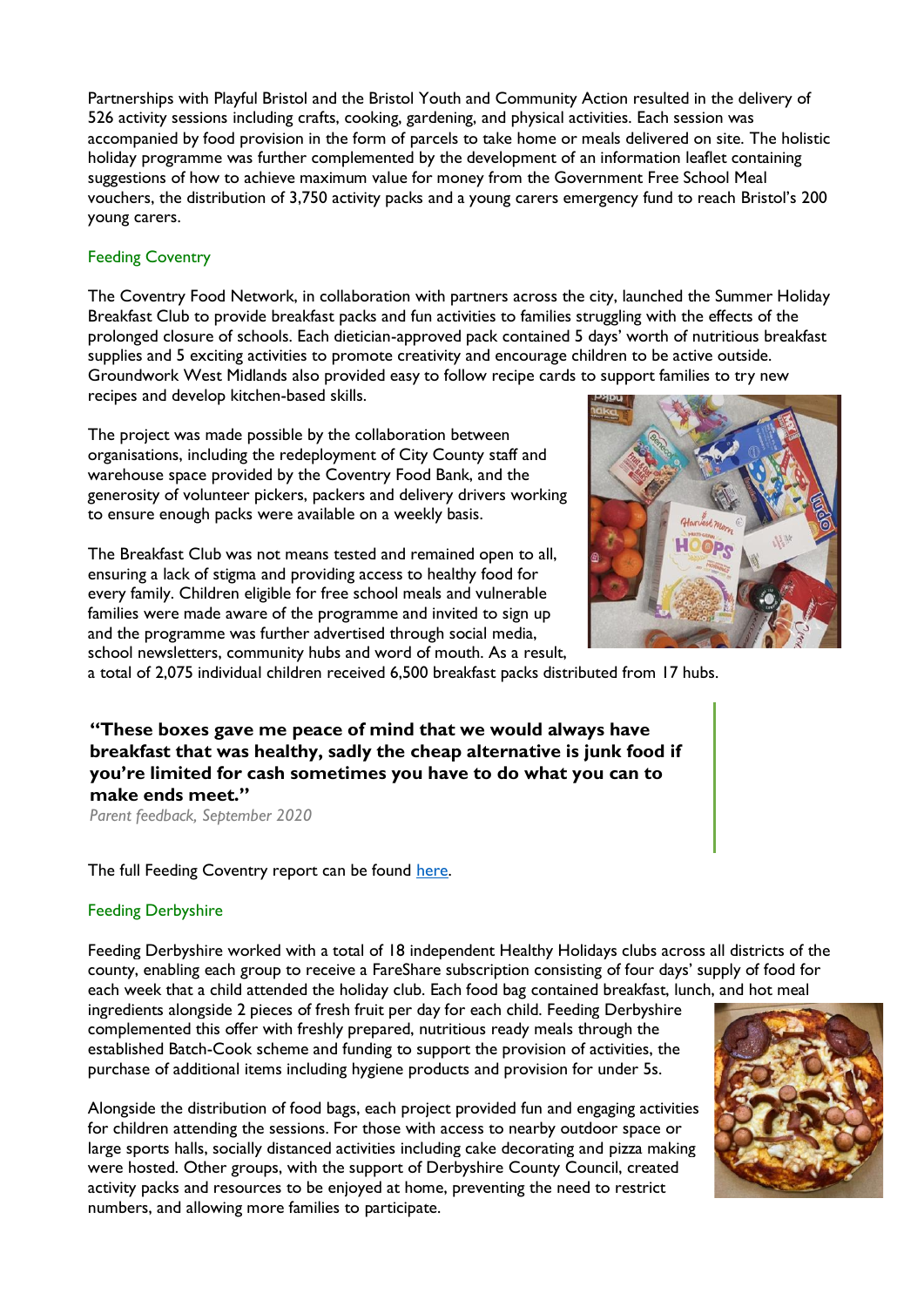Partnerships with Playful Bristol and the Bristol Youth and Community Action resulted in the delivery of 526 activity sessions including crafts, cooking, gardening, and physical activities. Each session was accompanied by food provision in the form of parcels to take home or meals delivered on site. The holistic holiday programme was further complemented by the development of an information leaflet containing suggestions of how to achieve maximum value for money from the Government Free School Meal vouchers, the distribution of 3,750 activity packs and a young carers emergency fund to reach Bristol's 200 young carers.

### Feeding Coventry

The Coventry Food Network, in collaboration with partners across the city, launched the Summer Holiday Breakfast Club to provide breakfast packs and fun activities to families struggling with the effects of the prolonged closure of schools. Each dietician-approved pack contained 5 days' worth of nutritious breakfast supplies and 5 exciting activities to promote creativity and encourage children to be active outside. Groundwork West Midlands also provided easy to follow recipe cards to support families to try new recipes and develop kitchen-based skills.

The project was made possible by the collaboration between organisations, including the redeployment of City County staff and warehouse space provided by the Coventry Food Bank, and the generosity of volunteer pickers, packers and delivery drivers working to ensure enough packs were available on a weekly basis.

The Breakfast Club was not means tested and remained open to all, ensuring a lack of stigma and providing access to healthy food for every family. Children eligible for free school meals and vulnerable families were made aware of the programme and invited to sign up and the programme was further advertised through social media, school newsletters, community hubs and word of mouth. As a result, a total of 2,075 individual children received 6,500 breakfast packs distributed from 17 hubs.

> **"These boxes gave me peace of mind that we would always have breakfast that was healthy, sadly the cheap alternative is junk food if you're limited for cash sometimes you have to do what you can to make ends meet."**
>
> *Parent feedback, September 2020*

The full Feeding Coventry report can be found here.

### Feeding Derbyshire

Feeding Derbyshire worked with a total of 18 independent Healthy Holidays clubs across all districts of the county, enabling each group to receive a FareShare subscription consisting of four days' supply of food for each week that a child attended the holiday club. Each food bag contained breakfast, lunch, and hot meal ingredients alongside 2 pieces of fresh fruit per day for each child. Feeding Derbyshire complemented this offer with freshly prepared, nutritious ready meals through the established Batch-Cook scheme and funding to support the provision of activities, the purchase of additional items including hygiene products and provision for under 5s.

Alongside the distribution of food bags, each project provided fun and engaging activities for children attending the sessions. For those with access to nearby outdoor space or large sports halls, socially distanced activities including cake decorating and pizza making were hosted. Other groups, with the support of Derbyshire County Council, created activity packs and resources to be enjoyed at home, preventing the need to restrict numbers, and allowing more families to participate.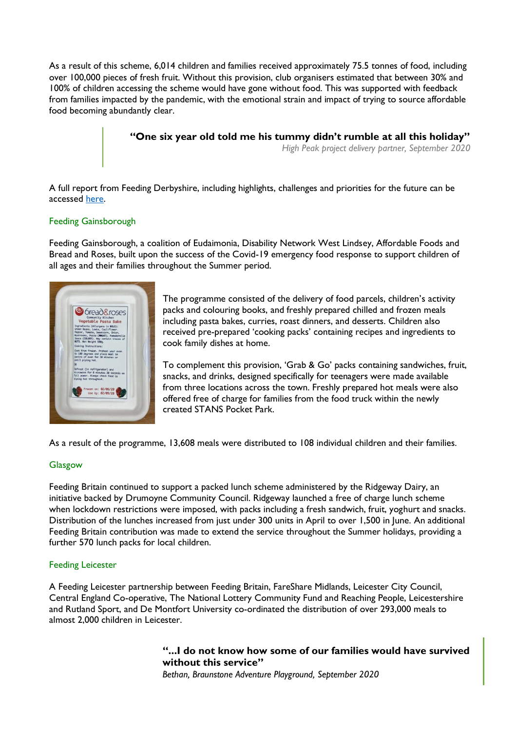As a result of this scheme, 6,014 children and families received approximately 75.5 tonnes of food, including over 100,000 pieces of fresh fruit. Without this provision, club organisers estimated that between 30% and 100% of children accessing the scheme would have gone without food. This was supported with feedback from families impacted by the pandemic, with the emotional strain and impact of trying to source affordable food becoming abundantly clear.

> **"One six year old told me his tummy didn't rumble at all this holiday"**
> *High Peak project delivery partner, September 2020*

A full report from Feeding Derbyshire, including highlights, challenges and priorities for the future can be accessed [here](#).

### Feeding Gainsborough

Feeding Gainsborough, a coalition of Eudaimonia, Disability Network West Lindsey, Affordable Foods and Bread and Roses, built upon the success of the Covid-19 emergency food response to support children of all ages and their families throughout the Summer period.

The programme consisted of the delivery of food parcels, children's activity packs and colouring books, and freshly prepared chilled and frozen meals including pasta bakes, curries, roast dinners, and desserts. Children also received pre-prepared 'cooking packs' containing recipes and ingredients to cook family dishes at home.

To complement this provision, 'Grab & Go' packs containing sandwiches, fruit, snacks, and drinks, designed specifically for teenagers were made available from three locations across the town. Freshly prepared hot meals were also offered free of charge for families from the food truck within the newly created STANS Pocket Park.

As a result of the programme, 13,608 meals were distributed to 108 individual children and their families.

### Glasgow

Feeding Britain continued to support a packed lunch scheme administered by the Ridgeway Dairy, an initiative backed by Drumoyne Community Council. Ridgeway launched a free of charge lunch scheme when lockdown restrictions were imposed, with packs including a fresh sandwich, fruit, yoghurt and snacks. Distribution of the lunches increased from just under 300 units in April to over 1,500 in June. An additional Feeding Britain contribution was made to extend the service throughout the Summer holidays, providing a further 570 lunch packs for local children.

### Feeding Leicester

A Feeding Leicester partnership between Feeding Britain, FareShare Midlands, Leicester City Council, Central England Co-operative, The National Lottery Community Fund and Reaching People, Leicestershire and Rutland Sport, and De Montfort University co-ordinated the distribution of over 293,000 meals to almost 2,000 children in Leicester.

> **"...I do not know how some of our families would have survived without this service"**
> *Bethan, Braunstone Adventure Playground, September 2020*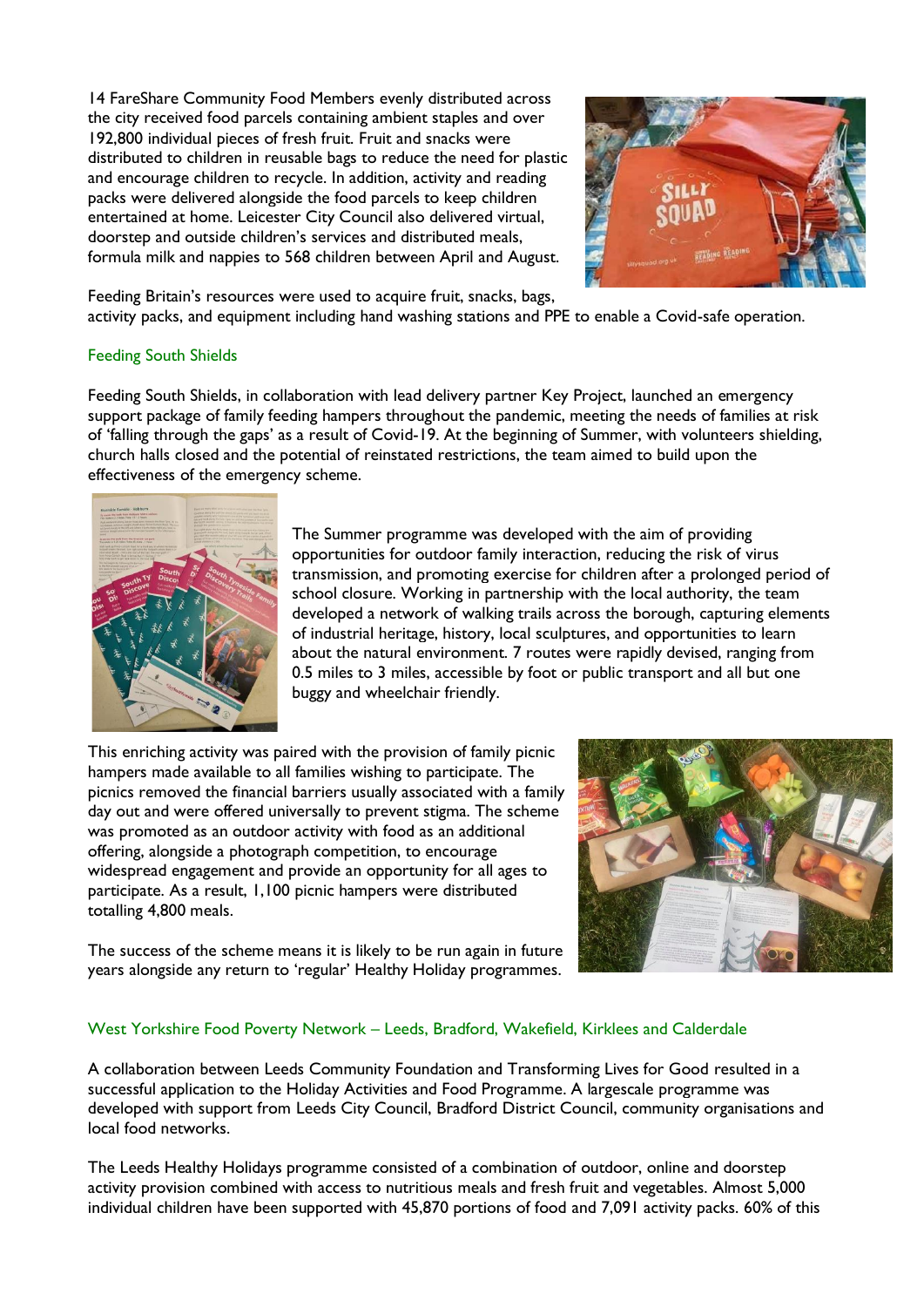14 FareShare Community Food Members evenly distributed across the city received food parcels containing ambient staples and over 192,800 individual pieces of fresh fruit. Fruit and snacks were distributed to children in reusable bags to reduce the need for plastic and encourage children to recycle. In addition, activity and reading packs were delivered alongside the food parcels to keep children entertained at home. Leicester City Council also delivered virtual, doorstep and outside children's services and distributed meals, formula milk and nappies to 568 children between April and August.

Feeding Britain's resources were used to acquire fruit, snacks, bags, activity packs, and equipment including hand washing stations and PPE to enable a Covid-safe operation.

### Feeding South Shields

Feeding South Shields, in collaboration with lead delivery partner Key Project, launched an emergency support package of family feeding hampers throughout the pandemic, meeting the needs of families at risk of 'falling through the gaps' as a result of Covid-19. At the beginning of Summer, with volunteers shielding, church halls closed and the potential of reinstated restrictions, the team aimed to build upon the effectiveness of the emergency scheme.

The Summer programme was developed with the aim of providing opportunities for outdoor family interaction, reducing the risk of virus transmission, and promoting exercise for children after a prolonged period of school closure. Working in partnership with the local authority, the team developed a network of walking trails across the borough, capturing elements of industrial heritage, history, local sculptures, and opportunities to learn about the natural environment. 7 routes were rapidly devised, ranging from 0.5 miles to 3 miles, accessible by foot or public transport and all but one buggy and wheelchair friendly.

This enriching activity was paired with the provision of family picnic hampers made available to all families wishing to participate. The picnics removed the financial barriers usually associated with a family day out and were offered universally to prevent stigma. The scheme was promoted as an outdoor activity with food as an additional offering, alongside a photograph competition, to encourage widespread engagement and provide an opportunity for all ages to participate. As a result, 1,100 picnic hampers were distributed totalling 4,800 meals.

The success of the scheme means it is likely to be run again in future years alongside any return to 'regular' Healthy Holiday programmes.

### West Yorkshire Food Poverty Network – Leeds, Bradford, Wakefield, Kirklees and Calderdale

A collaboration between Leeds Community Foundation and Transforming Lives for Good resulted in a successful application to the Holiday Activities and Food Programme. A largescale programme was developed with support from Leeds City Council, Bradford District Council, community organisations and local food networks.

The Leeds Healthy Holidays programme consisted of a combination of outdoor, online and doorstep activity provision combined with access to nutritious meals and fresh fruit and vegetables. Almost 5,000 individual children have been supported with 45,870 portions of food and 7,091 activity packs. 60% of this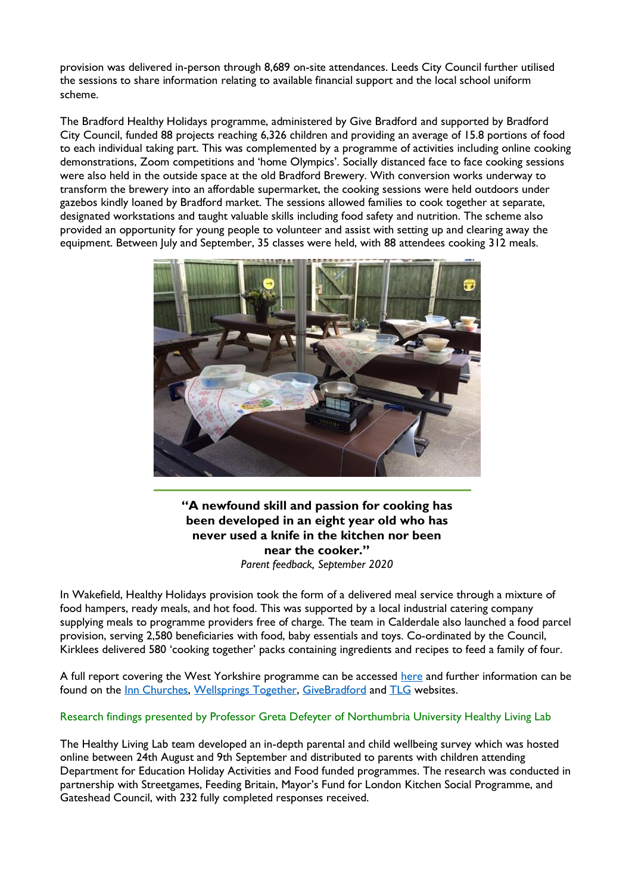provision was delivered in-person through 8,689 on-site attendances. Leeds City Council further utilised the sessions to share information relating to available financial support and the local school uniform scheme.

The Bradford Healthy Holidays programme, administered by Give Bradford and supported by Bradford City Council, funded 88 projects reaching 6,326 children and providing an average of 15.8 portions of food to each individual taking part. This was complemented by a programme of activities including online cooking demonstrations, Zoom competitions and 'home Olympics'. Socially distanced face to face cooking sessions were also held in the outside space at the old Bradford Brewery. With conversion works underway to transform the brewery into an affordable supermarket, the cooking sessions were held outdoors under gazebos kindly loaned by Bradford market. The sessions allowed families to cook together at separate, designated workstations and taught valuable skills including food safety and nutrition. The scheme also provided an opportunity for young people to volunteer and assist with setting up and clearing away the equipment. Between July and September, 35 classes were held, with 88 attendees cooking 312 meals.

**"A newfound skill and passion for cooking has been developed in an eight year old who has never used a knife in the kitchen nor been near the cooker."**

*Parent feedback, September 2020*

In Wakefield, Healthy Holidays provision took the form of a delivered meal service through a mixture of food hampers, ready meals, and hot food. This was supported by a local industrial catering company supplying meals to programme providers free of charge. The team in Calderdale also launched a food parcel provision, serving 2,580 beneficiaries with food, baby essentials and toys. Co-ordinated by the Council, Kirklees delivered 580 'cooking together' packs containing ingredients and recipes to feed a family of four.

A full report covering the West Yorkshire programme can be accessed here and further information can be found on the Inn Churches, Wellsprings Together, GiveBradford and TLG websites.

### Research findings presented by Professor Greta Defeyter of Northumbria University Healthy Living Lab

The Healthy Living Lab team developed an in-depth parental and child wellbeing survey which was hosted online between 24th August and 9th September and distributed to parents with children attending Department for Education Holiday Activities and Food funded programmes. The research was conducted in partnership with Streetgames, Feeding Britain, Mayor's Fund for London Kitchen Social Programme, and Gateshead Council, with 232 fully completed responses received.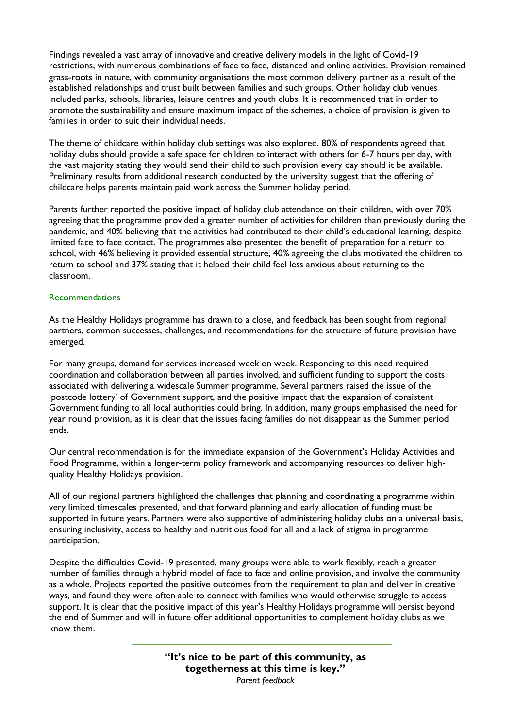Findings revealed a vast array of innovative and creative delivery models in the light of Covid-19 restrictions, with numerous combinations of face to face, distanced and online activities. Provision remained grass-roots in nature, with community organisations the most common delivery partner as a result of the established relationships and trust built between families and such groups. Other holiday club venues included parks, schools, libraries, leisure centres and youth clubs. It is recommended that in order to promote the sustainability and ensure maximum impact of the schemes, a choice of provision is given to families in order to suit their individual needs.

The theme of childcare within holiday club settings was also explored. 80% of respondents agreed that holiday clubs should provide a safe space for children to interact with others for 6-7 hours per day, with the vast majority stating they would send their child to such provision every day should it be available. Preliminary results from additional research conducted by the university suggest that the offering of childcare helps parents maintain paid work across the Summer holiday period.

Parents further reported the positive impact of holiday club attendance on their children, with over 70% agreeing that the programme provided a greater number of activities for children than previously during the pandemic, and 40% believing that the activities had contributed to their child's educational learning, despite limited face to face contact. The programmes also presented the benefit of preparation for a return to school, with 46% believing it provided essential structure, 40% agreeing the clubs motivated the children to return to school and 37% stating that it helped their child feel less anxious about returning to the classroom.

## Recommendations

As the Healthy Holidays programme has drawn to a close, and feedback has been sought from regional partners, common successes, challenges, and recommendations for the structure of future provision have emerged.

For many groups, demand for services increased week on week. Responding to this need required coordination and collaboration between all parties involved, and sufficient funding to support the costs associated with delivering a widescale Summer programme. Several partners raised the issue of the 'postcode lottery' of Government support, and the positive impact that the expansion of consistent Government funding to all local authorities could bring. In addition, many groups emphasised the need for year round provision, as it is clear that the issues facing families do not disappear as the Summer period ends.

Our central recommendation is for the immediate expansion of the Government's Holiday Activities and Food Programme, within a longer-term policy framework and accompanying resources to deliver high-quality Healthy Holidays provision.

All of our regional partners highlighted the challenges that planning and coordinating a programme within very limited timescales presented, and that forward planning and early allocation of funding must be supported in future years. Partners were also supportive of administering holiday clubs on a universal basis, ensuring inclusivity, access to healthy and nutritious food for all and a lack of stigma in programme participation.

Despite the difficulties Covid-19 presented, many groups were able to work flexibly, reach a greater number of families through a hybrid model of face to face and online provision, and involve the community as a whole. Projects reported the positive outcomes from the requirement to plan and deliver in creative ways, and found they were often able to connect with families who would otherwise struggle to access support. It is clear that the positive impact of this year's Healthy Holidays programme will persist beyond the end of Summer and will in future offer additional opportunities to complement holiday clubs as we know them.

---

**"It's nice to be part of this community, as togetherness at this time is key."**
*Parent feedback*